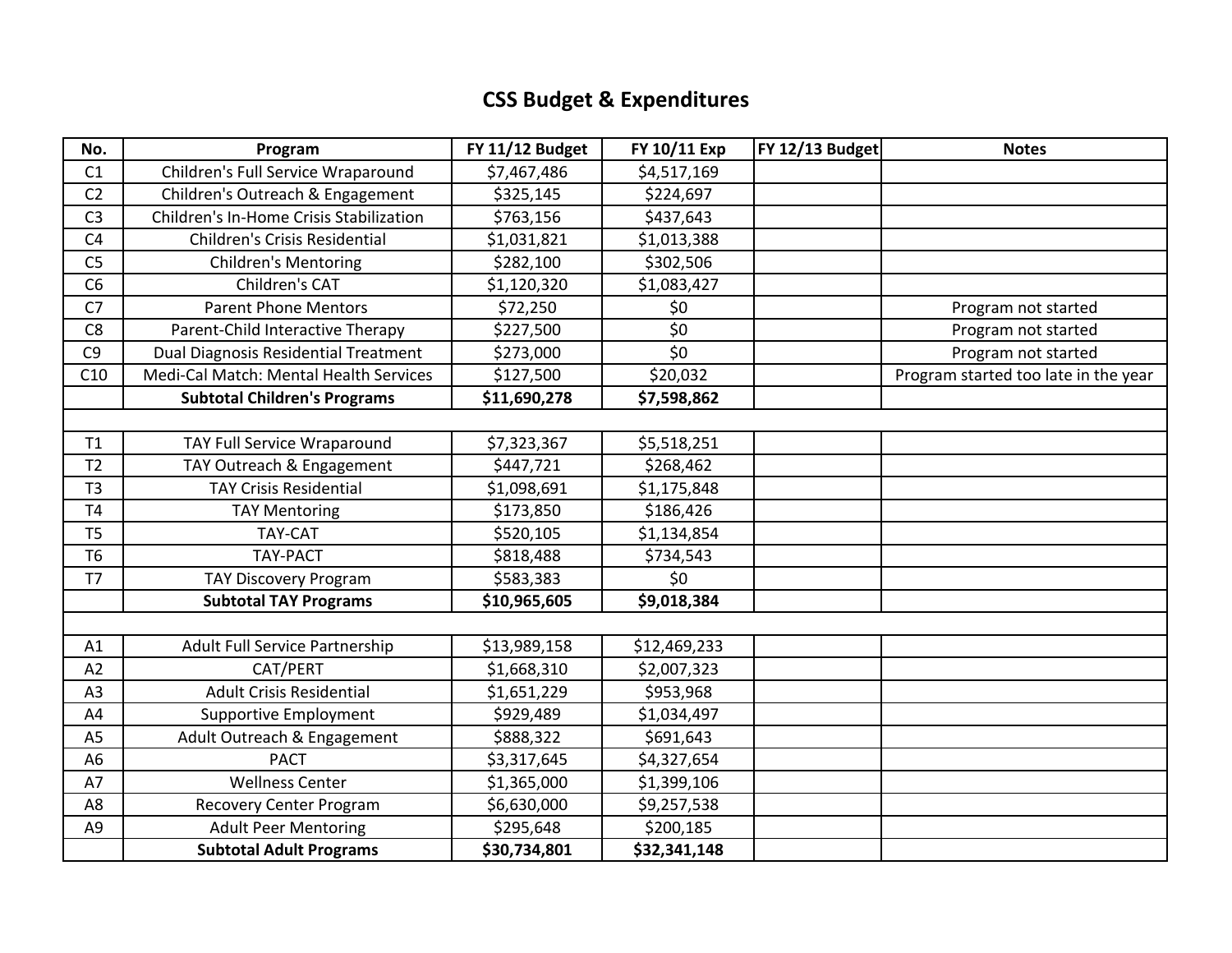# CSS Budget & Expenditures

| No. | Program | FY 11/12 Budget | FY 10/11 Exp | FY 12/13 Budget | Notes |
|---|---|---|---|---|---|
| C1 | Children's Full Service Wraparound | $7,467,486 | $4,517,169 | | |
| C2 | Children's Outreach & Engagement | $325,145 | $224,697 | | |
| C3 | Children's In-Home Crisis Stabilization | $763,156 | $437,643 | | |
| C4 | Children's Crisis Residential | $1,031,821 | $1,013,388 | | |
| C5 | Children's Mentoring | $282,100 | $302,506 | | |
| C6 | Children's CAT | $1,120,320 | $1,083,427 | | |
| C7 | Parent Phone Mentors | $72,250 | $0 | | Program not started |
| C8 | Parent-Child Interactive Therapy | $227,500 | $0 | | Program not started |
| C9 | Dual Diagnosis Residential Treatment | $273,000 | $0 | | Program not started |
| C10 | Medi-Cal Match: Mental Health Services | $127,500 | $20,032 | | Program started too late in the year |
| | **Subtotal Children's Programs** | **$11,690,278** | **$7,598,862** | | |
| | | | | | |
| T1 | TAY Full Service Wraparound | $7,323,367 | $5,518,251 | | |
| T2 | TAY Outreach & Engagement | $447,721 | $268,462 | | |
| T3 | TAY Crisis Residential | $1,098,691 | $1,175,848 | | |
| T4 | TAY Mentoring | $173,850 | $186,426 | | |
| T5 | TAY-CAT | $520,105 | $1,134,854 | | |
| T6 | TAY-PACT | $818,488 | $734,543 | | |
| T7 | TAY Discovery Program | $583,383 | $0 | | |
| | **Subtotal TAY Programs** | **$10,965,605** | **$9,018,384** | | |
| | | | | | |
| A1 | Adult Full Service Partnership | $13,989,158 | $12,469,233 | | |
| A2 | CAT/PERT | $1,668,310 | $2,007,323 | | |
| A3 | Adult Crisis Residential | $1,651,229 | $953,968 | | |
| A4 | Supportive Employment | $929,489 | $1,034,497 | | |
| A5 | Adult Outreach & Engagement | $888,322 | $691,643 | | |
| A6 | PACT | $3,317,645 | $4,327,654 | | |
| A7 | Wellness Center | $1,365,000 | $1,399,106 | | |
| A8 | Recovery Center Program | $6,630,000 | $9,257,538 | | |
| A9 | Adult Peer Mentoring | $295,648 | $200,185 | | |
| | **Subtotal Adult Programs** | **$30,734,801** | **$32,341,148** | | |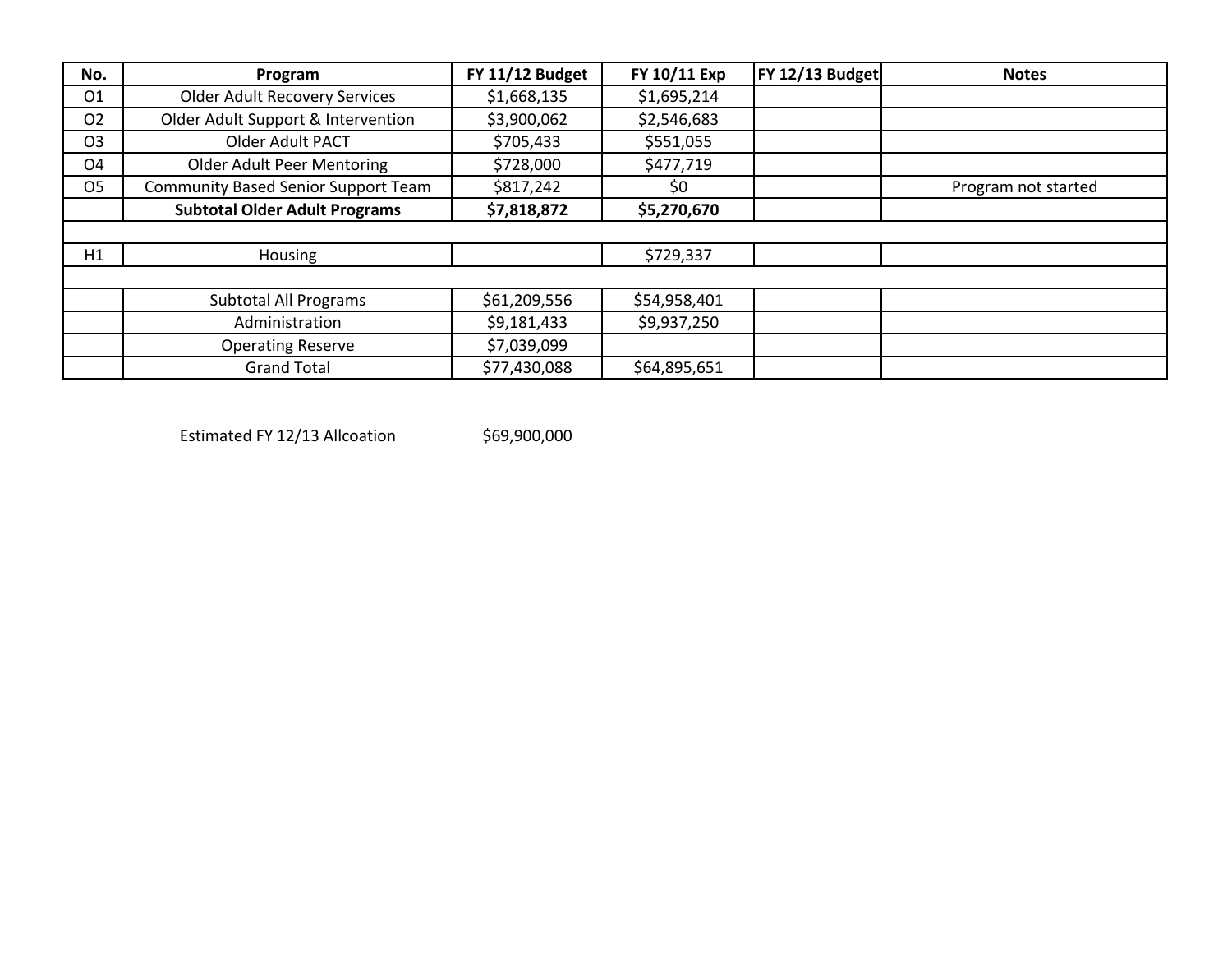| No. | Program | FY 11/12 Budget | FY 10/11 Exp | FY 12/13 Budget | Notes |
|---|---|---|---|---|---|
| O1 | Older Adult Recovery Services | $1,668,135 | $1,695,214 | | |
| O2 | Older Adult Support & Intervention | $3,900,062 | $2,546,683 | | |
| O3 | Older Adult PACT | $705,433 | $551,055 | | |
| O4 | Older Adult Peer Mentoring | $728,000 | $477,719 | | |
| O5 | Community Based Senior Support Team | $817,242 | $0 | | Program not started |
| | **Subtotal Older Adult Programs** | **$7,818,872** | **$5,270,670** | | |
| | | | | | |
| H1 | Housing | | $729,337 | | |
| | | | | | |
| | Subtotal All Programs | $61,209,556 | $54,958,401 | | |
| | Administration | $9,181,433 | $9,937,250 | | |
| | Operating Reserve | $7,039,099 | | | |
| | Grand Total | $77,430,088 | $64,895,651 | | |

Estimated FY 12/13 Allcoation $69,900,000